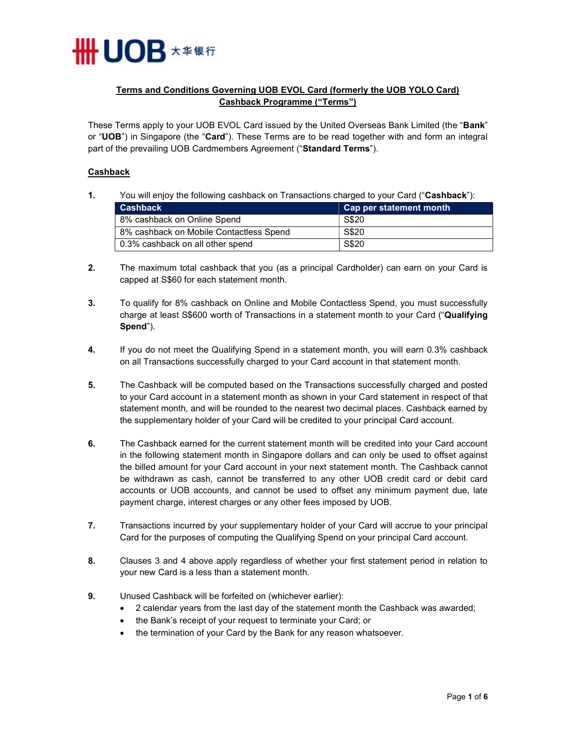UOB 大华银行

**Terms and Conditions Governing UOB EVOL Card (formerly the UOB YOLO Card) Cashback Programme ("Terms")**

These Terms apply to your UOB EVOL Card issued by the United Overseas Bank Limited (the "**Bank**" or "**UOB**") in Singapore (the "**Card**"). These Terms are to be read together with and form an integral part of the prevailing UOB Cardmembers Agreement ("**Standard Terms**").

**Cashback**

1. You will enjoy the following cashback on Transactions charged to your Card ("**Cashback**"):

| Cashback | Cap per statement month |
|---|---|
| 8% cashback on Online Spend | S$20 |
| 8% cashback on Mobile Contactless Spend | S$20 |
| 0.3% cashback on all other spend | S$20 |

2. The maximum total cashback that you (as a principal Cardholder) can earn on your Card is capped at S$60 for each statement month.

3. To qualify for 8% cashback on Online and Mobile Contactless Spend, you must successfully charge at least S$600 worth of Transactions in a statement month to your Card ("**Qualifying Spend**").

4. If you do not meet the Qualifying Spend in a statement month, you will earn 0.3% cashback on all Transactions successfully charged to your Card account in that statement month.

5. The Cashback will be computed based on the Transactions successfully charged and posted to your Card account in a statement month as shown in your Card statement in respect of that statement month, and will be rounded to the nearest two decimal places. Cashback earned by the supplementary holder of your Card will be credited to your principal Card account.

6. The Cashback earned for the current statement month will be credited into your Card account in the following statement month in Singapore dollars and can only be used to offset against the billed amount for your Card account in your next statement month. The Cashback cannot be withdrawn as cash, cannot be transferred to any other UOB credit card or debit card accounts or UOB accounts, and cannot be used to offset any minimum payment due, late payment charge, interest charges or any other fees imposed by UOB.

7. Transactions incurred by your supplementary holder of your Card will accrue to your principal Card for the purposes of computing the Qualifying Spend on your principal Card account.

8. Clauses 3 and 4 above apply regardless of whether your first statement period in relation to your new Card is a less than a statement month.

9. Unused Cashback will be forfeited on (whichever earlier):
   - 2 calendar years from the last day of the statement month the Cashback was awarded;
   - the Bank's receipt of your request to terminate your Card; or
   - the termination of your Card by the Bank for any reason whatsoever.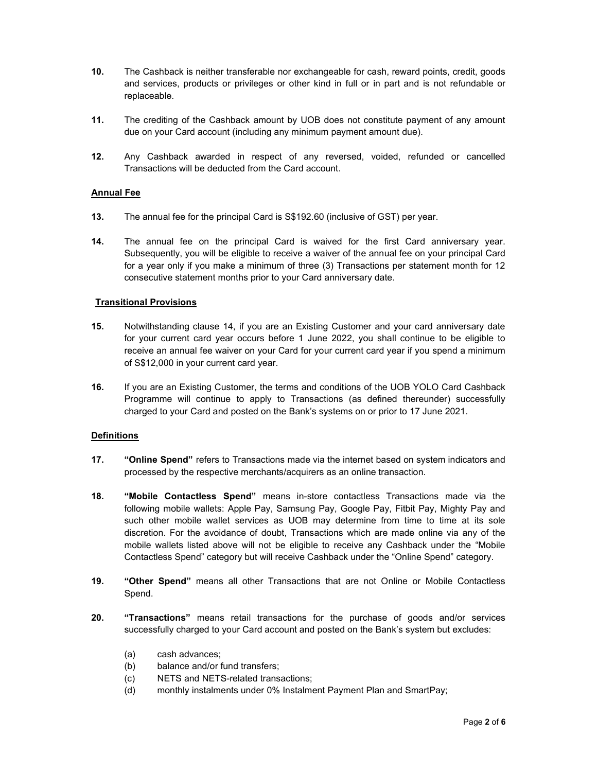10. The Cashback is neither transferable nor exchangeable for cash, reward points, credit, goods and services, products or privileges or other kind in full or in part and is not refundable or replaceable.

11. The crediting of the Cashback amount by UOB does not constitute payment of any amount due on your Card account (including any minimum payment amount due).

12. Any Cashback awarded in respect of any reversed, voided, refunded or cancelled Transactions will be deducted from the Card account.

## Annual Fee

13. The annual fee for the principal Card is S$192.60 (inclusive of GST) per year.

14. The annual fee on the principal Card is waived for the first Card anniversary year. Subsequently, you will be eligible to receive a waiver of the annual fee on your principal Card for a year only if you make a minimum of three (3) Transactions per statement month for 12 consecutive statement months prior to your Card anniversary date.

## Transitional Provisions

15. Notwithstanding clause 14, if you are an Existing Customer and your card anniversary date for your current card year occurs before 1 June 2022, you shall continue to be eligible to receive an annual fee waiver on your Card for your current card year if you spend a minimum of S$12,000 in your current card year.

16. If you are an Existing Customer, the terms and conditions of the UOB YOLO Card Cashback Programme will continue to apply to Transactions (as defined thereunder) successfully charged to your Card and posted on the Bank's systems on or prior to 17 June 2021.

## Definitions

17. **"Online Spend"** refers to Transactions made via the internet based on system indicators and processed by the respective merchants/acquirers as an online transaction.

18. **"Mobile Contactless Spend"** means in-store contactless Transactions made via the following mobile wallets: Apple Pay, Samsung Pay, Google Pay, Fitbit Pay, Mighty Pay and such other mobile wallet services as UOB may determine from time to time at its sole discretion. For the avoidance of doubt, Transactions which are made online via any of the mobile wallets listed above will not be eligible to receive any Cashback under the "Mobile Contactless Spend" category but will receive Cashback under the "Online Spend" category.

19. **"Other Spend"** means all other Transactions that are not Online or Mobile Contactless Spend.

20. **"Transactions"** means retail transactions for the purchase of goods and/or services successfully charged to your Card account and posted on the Bank's system but excludes:

    (a) cash advances;
    (b) balance and/or fund transfers;
    (c) NETS and NETS-related transactions;
    (d) monthly instalments under 0% Instalment Payment Plan and SmartPay;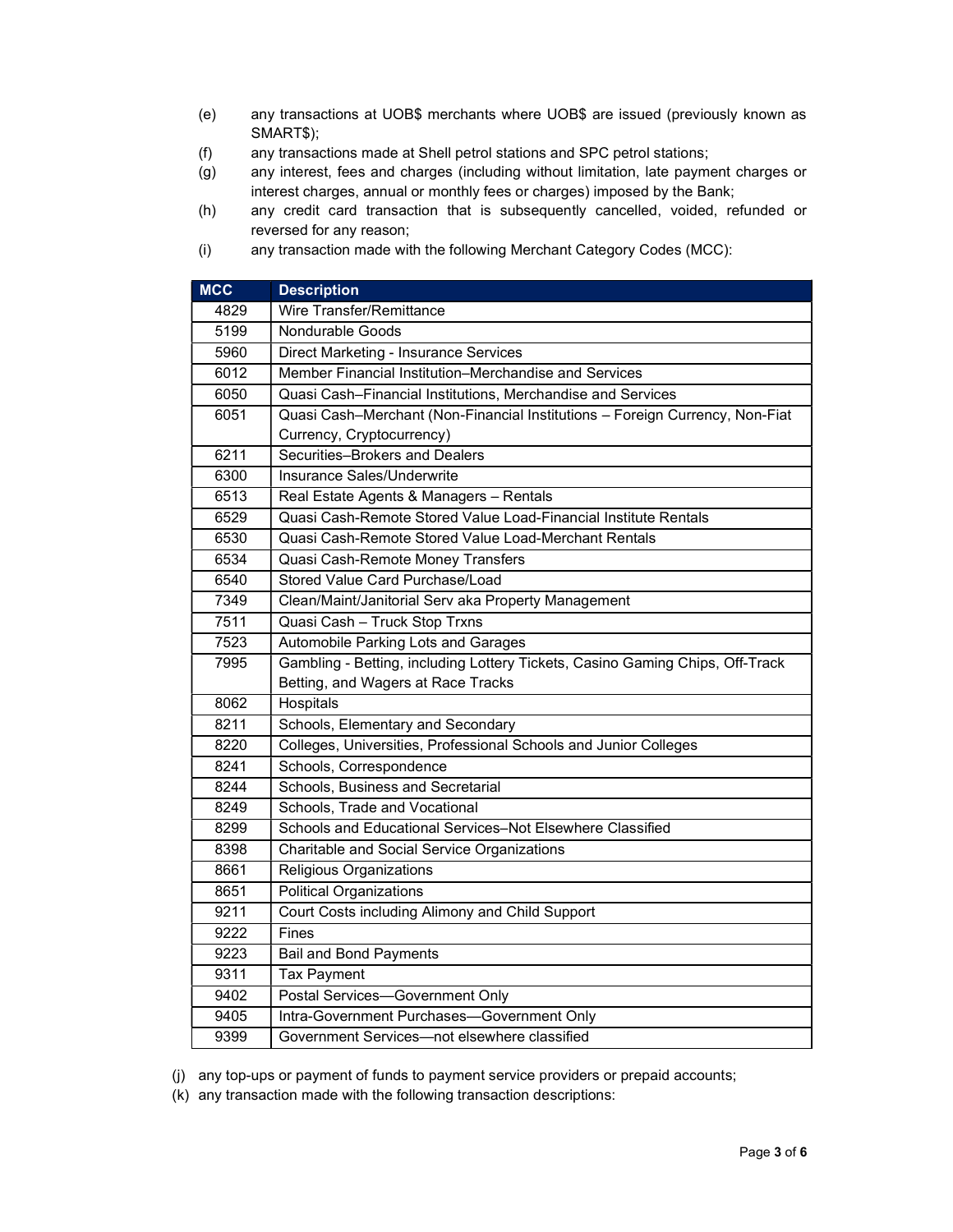(e) any transactions at UOB$ merchants where UOB$ are issued (previously known as SMART$);

(f) any transactions made at Shell petrol stations and SPC petrol stations;

(g) any interest, fees and charges (including without limitation, late payment charges or interest charges, annual or monthly fees or charges) imposed by the Bank;

(h) any credit card transaction that is subsequently cancelled, voided, refunded or reversed for any reason;

(i) any transaction made with the following Merchant Category Codes (MCC):

| MCC | Description |
|---|---|
| 4829 | Wire Transfer/Remittance |
| 5199 | Nondurable Goods |
| 5960 | Direct Marketing - Insurance Services |
| 6012 | Member Financial Institution–Merchandise and Services |
| 6050 | Quasi Cash–Financial Institutions, Merchandise and Services |
| 6051 | Quasi Cash–Merchant (Non-Financial Institutions – Foreign Currency, Non-Fiat Currency, Cryptocurrency) |
| 6211 | Securities–Brokers and Dealers |
| 6300 | Insurance Sales/Underwrite |
| 6513 | Real Estate Agents & Managers – Rentals |
| 6529 | Quasi Cash-Remote Stored Value Load-Financial Institute Rentals |
| 6530 | Quasi Cash-Remote Stored Value Load-Merchant Rentals |
| 6534 | Quasi Cash-Remote Money Transfers |
| 6540 | Stored Value Card Purchase/Load |
| 7349 | Clean/Maint/Janitorial Serv aka Property Management |
| 7511 | Quasi Cash – Truck Stop Trxns |
| 7523 | Automobile Parking Lots and Garages |
| 7995 | Gambling - Betting, including Lottery Tickets, Casino Gaming Chips, Off-Track Betting, and Wagers at Race Tracks |
| 8062 | Hospitals |
| 8211 | Schools, Elementary and Secondary |
| 8220 | Colleges, Universities, Professional Schools and Junior Colleges |
| 8241 | Schools, Correspondence |
| 8244 | Schools, Business and Secretarial |
| 8249 | Schools, Trade and Vocational |
| 8299 | Schools and Educational Services–Not Elsewhere Classified |
| 8398 | Charitable and Social Service Organizations |
| 8661 | Religious Organizations |
| 8651 | Political Organizations |
| 9211 | Court Costs including Alimony and Child Support |
| 9222 | Fines |
| 9223 | Bail and Bond Payments |
| 9311 | Tax Payment |
| 9402 | Postal Services—Government Only |
| 9405 | Intra-Government Purchases—Government Only |
| 9399 | Government Services—not elsewhere classified |

(j) any top-ups or payment of funds to payment service providers or prepaid accounts;

(k) any transaction made with the following transaction descriptions: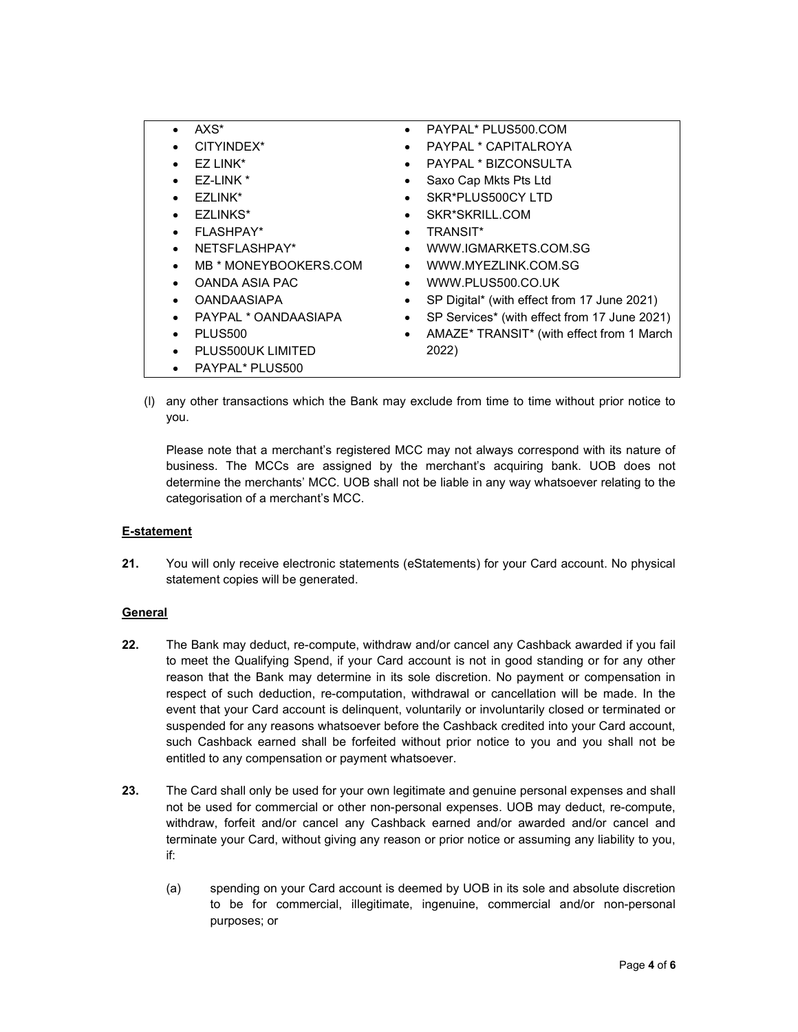- AXS*
- CITYINDEX*
- EZ LINK*
- EZ-LINK *
- EZLINK*
- EZLINKS*
- FLASHPAY*
- NETSFLASHPAY*
- MB * MONEYBOOKERS.COM
- OANDA ASIA PAC
- OANDAASIAPA
- PAYPAL * OANDAASIAPA
- PLUS500
- PLUS500UK LIMITED
- PAYPAL* PLUS500
- PAYPAL* PLUS500.COM
- PAYPAL * CAPITALROYA
- PAYPAL * BIZCONSULTA
- Saxo Cap Mkts Pts Ltd
- SKR*PLUS500CY LTD
- SKR*SKRILL.COM
- TRANSIT*
- WWW.IGMARKETS.COM.SG
- WWW.MYEZLINK.COM.SG
- WWW.PLUS500.CO.UK
- SP Digital* (with effect from 17 June 2021)
- SP Services* (with effect from 17 June 2021)
- AMAZE* TRANSIT* (with effect from 1 March 2022)

(l) any other transactions which the Bank may exclude from time to time without prior notice to you.

Please note that a merchant's registered MCC may not always correspond with its nature of business. The MCCs are assigned by the merchant's acquiring bank. UOB does not determine the merchants' MCC. UOB shall not be liable in any way whatsoever relating to the categorisation of a merchant's MCC.

**E-statement**

**21.** You will only receive electronic statements (eStatements) for your Card account. No physical statement copies will be generated.

**General**

**22.** The Bank may deduct, re-compute, withdraw and/or cancel any Cashback awarded if you fail to meet the Qualifying Spend, if your Card account is not in good standing or for any other reason that the Bank may determine in its sole discretion. No payment or compensation in respect of such deduction, re-computation, withdrawal or cancellation will be made. In the event that your Card account is delinquent, voluntarily or involuntarily closed or terminated or suspended for any reasons whatsoever before the Cashback credited into your Card account, such Cashback earned shall be forfeited without prior notice to you and you shall not be entitled to any compensation or payment whatsoever.

**23.** The Card shall only be used for your own legitimate and genuine personal expenses and shall not be used for commercial or other non-personal expenses. UOB may deduct, re-compute, withdraw, forfeit and/or cancel any Cashback earned and/or awarded and/or cancel and terminate your Card, without giving any reason or prior notice or assuming any liability to you, if:

(a) spending on your Card account is deemed by UOB in its sole and absolute discretion to be for commercial, illegitimate, ingenuine, commercial and/or non-personal purposes; or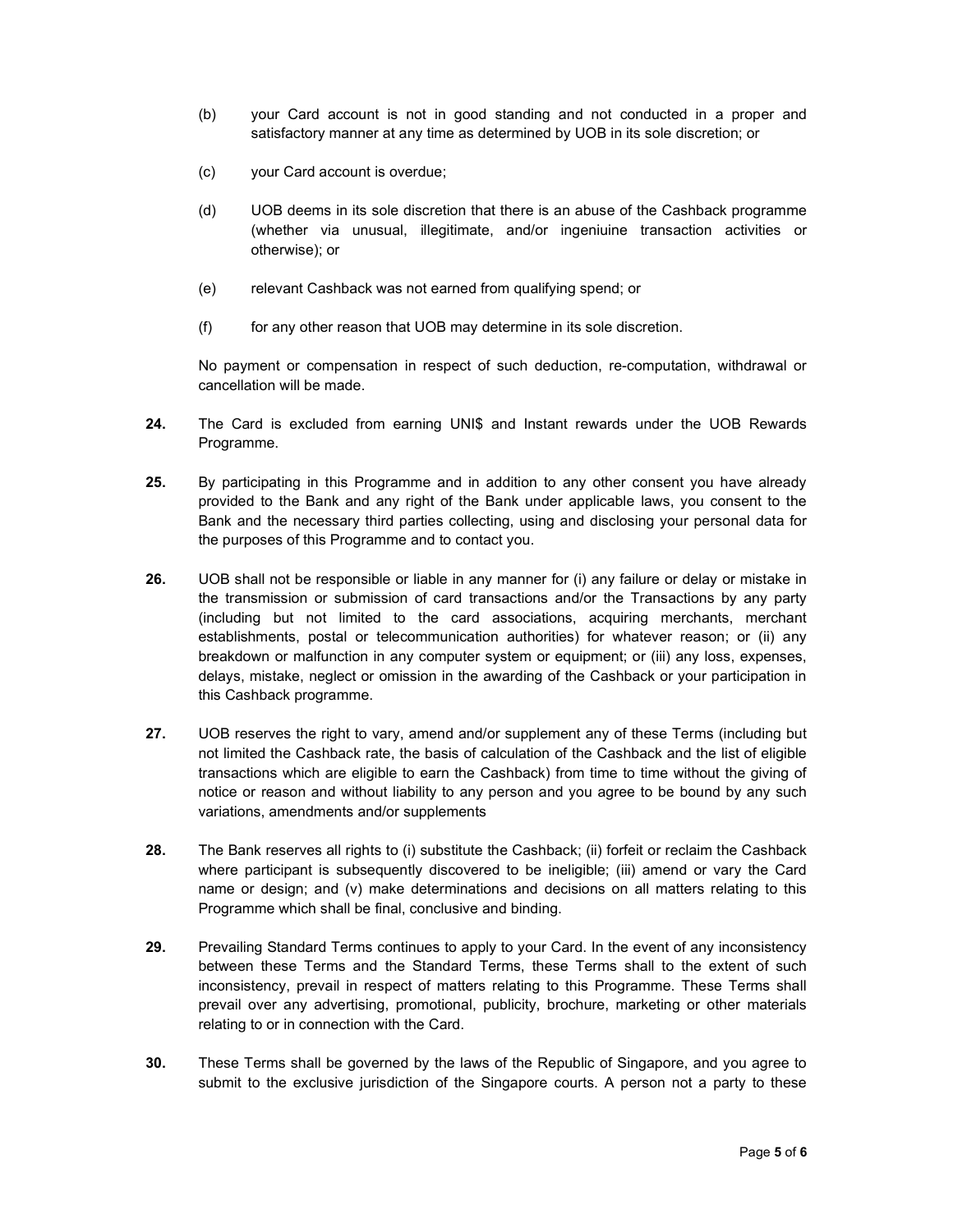(b) your Card account is not in good standing and not conducted in a proper and satisfactory manner at any time as determined by UOB in its sole discretion; or

(c) your Card account is overdue;

(d) UOB deems in its sole discretion that there is an abuse of the Cashback programme (whether via unusual, illegitimate, and/or ingeniuine transaction activities or otherwise); or

(e) relevant Cashback was not earned from qualifying spend; or

(f) for any other reason that UOB may determine in its sole discretion.

No payment or compensation in respect of such deduction, re-computation, withdrawal or cancellation will be made.

**24.** The Card is excluded from earning UNI$ and Instant rewards under the UOB Rewards Programme.

**25.** By participating in this Programme and in addition to any other consent you have already provided to the Bank and any right of the Bank under applicable laws, you consent to the Bank and the necessary third parties collecting, using and disclosing your personal data for the purposes of this Programme and to contact you.

**26.** UOB shall not be responsible or liable in any manner for (i) any failure or delay or mistake in the transmission or submission of card transactions and/or the Transactions by any party (including but not limited to the card associations, acquiring merchants, merchant establishments, postal or telecommunication authorities) for whatever reason; or (ii) any breakdown or malfunction in any computer system or equipment; or (iii) any loss, expenses, delays, mistake, neglect or omission in the awarding of the Cashback or your participation in this Cashback programme.

**27.** UOB reserves the right to vary, amend and/or supplement any of these Terms (including but not limited the Cashback rate, the basis of calculation of the Cashback and the list of eligible transactions which are eligible to earn the Cashback) from time to time without the giving of notice or reason and without liability to any person and you agree to be bound by any such variations, amendments and/or supplements

**28.** The Bank reserves all rights to (i) substitute the Cashback; (ii) forfeit or reclaim the Cashback where participant is subsequently discovered to be ineligible; (iii) amend or vary the Card name or design; and (v) make determinations and decisions on all matters relating to this Programme which shall be final, conclusive and binding.

**29.** Prevailing Standard Terms continues to apply to your Card. In the event of any inconsistency between these Terms and the Standard Terms, these Terms shall to the extent of such inconsistency, prevail in respect of matters relating to this Programme. These Terms shall prevail over any advertising, promotional, publicity, brochure, marketing or other materials relating to or in connection with the Card.

**30.** These Terms shall be governed by the laws of the Republic of Singapore, and you agree to submit to the exclusive jurisdiction of the Singapore courts. A person not a party to these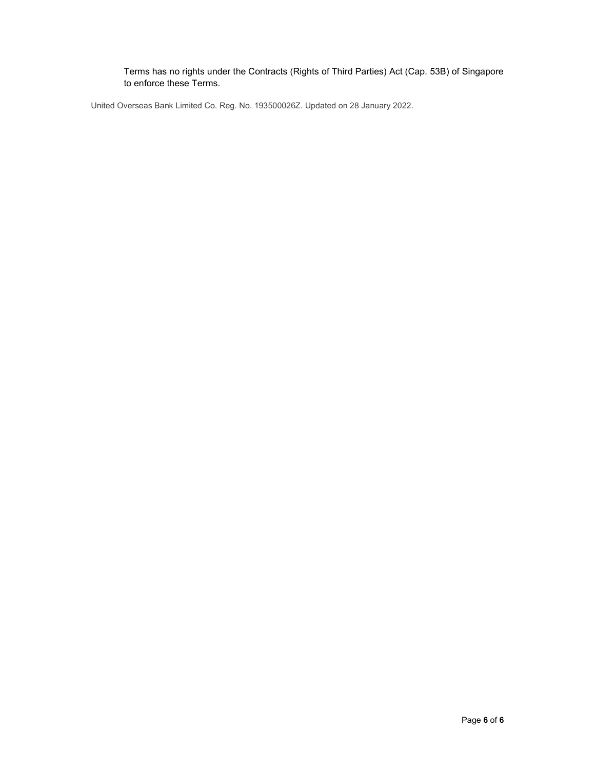Terms has no rights under the Contracts (Rights of Third Parties) Act (Cap. 53B) of Singapore to enforce these Terms.

United Overseas Bank Limited Co. Reg. No. 193500026Z. Updated on 28 January 2022.